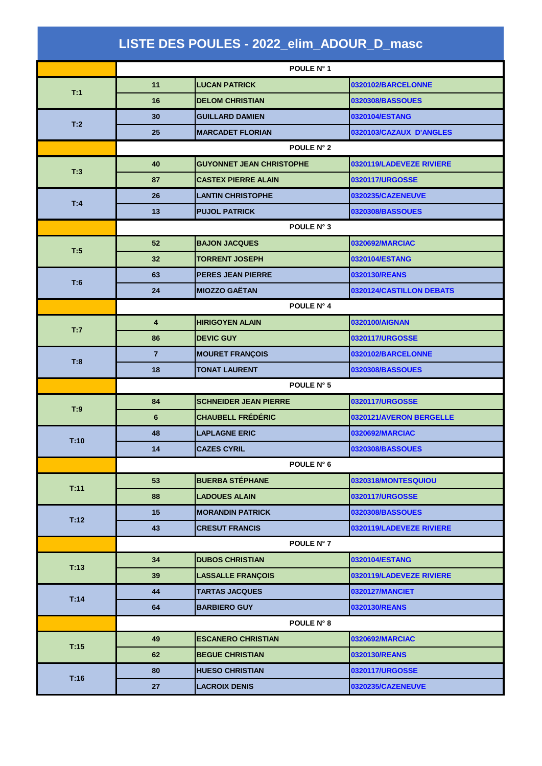# LISTE DES POULES - 2022_elim_ADOUR_D_masc

| | | | |
|---|---|---|---|
| | POULE N° 1 | | |
| T:1 | 11 | LUCAN PATRICK | 0320102/BARCELONNE |
| | 16 | DELOM CHRISTIAN | 0320308/BASSOUES |
| T:2 | 30 | GUILLARD DAMIEN | 0320104/ESTANG |
| | 25 | MARCADET FLORIAN | 0320103/CAZAUX D'ANGLES |
| | POULE N° 2 | | |
| T:3 | 40 | GUYONNET JEAN CHRISTOPHE | 0320119/LADEVEZE RIVIERE |
| | 87 | CASTEX PIERRE ALAIN | 0320117/URGOSSE |
| T:4 | 26 | LANTIN CHRISTOPHE | 0320235/CAZENEUVE |
| | 13 | PUJOL PATRICK | 0320308/BASSOUES |
| | POULE N° 3 | | |
| T:5 | 52 | BAJON JACQUES | 0320692/MARCIAC |
| | 32 | TORRENT JOSEPH | 0320104/ESTANG |
| T:6 | 63 | PERES JEAN PIERRE | 0320130/REANS |
| | 24 | MIOZZO GAËTAN | 0320124/CASTILLON DEBATS |
| | POULE N° 4 | | |
| T:7 | 4 | HIRIGOYEN ALAIN | 0320100/AIGNAN |
| | 86 | DEVIC GUY | 0320117/URGOSSE |
| T:8 | 7 | MOURET FRANÇOIS | 0320102/BARCELONNE |
| | 18 | TONAT LAURENT | 0320308/BASSOUES |
| | POULE N° 5 | | |
| T:9 | 84 | SCHNEIDER JEAN PIERRE | 0320117/URGOSSE |
| | 6 | CHAUBELL FRÉDÉRIC | 0320121/AVERON BERGELLE |
| T:10 | 48 | LAPLAGNE ERIC | 0320692/MARCIAC |
| | 14 | CAZES CYRIL | 0320308/BASSOUES |
| | POULE N° 6 | | |
| T:11 | 53 | BUERBA STÉPHANE | 0320318/MONTESQUIOU |
| | 88 | LADOUES ALAIN | 0320117/URGOSSE |
| T:12 | 15 | MORANDIN PATRICK | 0320308/BASSOUES |
| | 43 | CRESUT FRANCIS | 0320119/LADEVEZE RIVIERE |
| | POULE N° 7 | | |
| T:13 | 34 | DUBOS CHRISTIAN | 0320104/ESTANG |
| | 39 | LASSALLE FRANÇOIS | 0320119/LADEVEZE RIVIERE |
| T:14 | 44 | TARTAS JACQUES | 0320127/MANCIET |
| | 64 | BARBIERO GUY | 0320130/REANS |
| | POULE N° 8 | | |
| T:15 | 49 | ESCANERO CHRISTIAN | 0320692/MARCIAC |
| | 62 | BEGUE CHRISTIAN | 0320130/REANS |
| T:16 | 80 | HUESO CHRISTIAN | 0320117/URGOSSE |
| | 27 | LACROIX DENIS | 0320235/CAZENEUVE |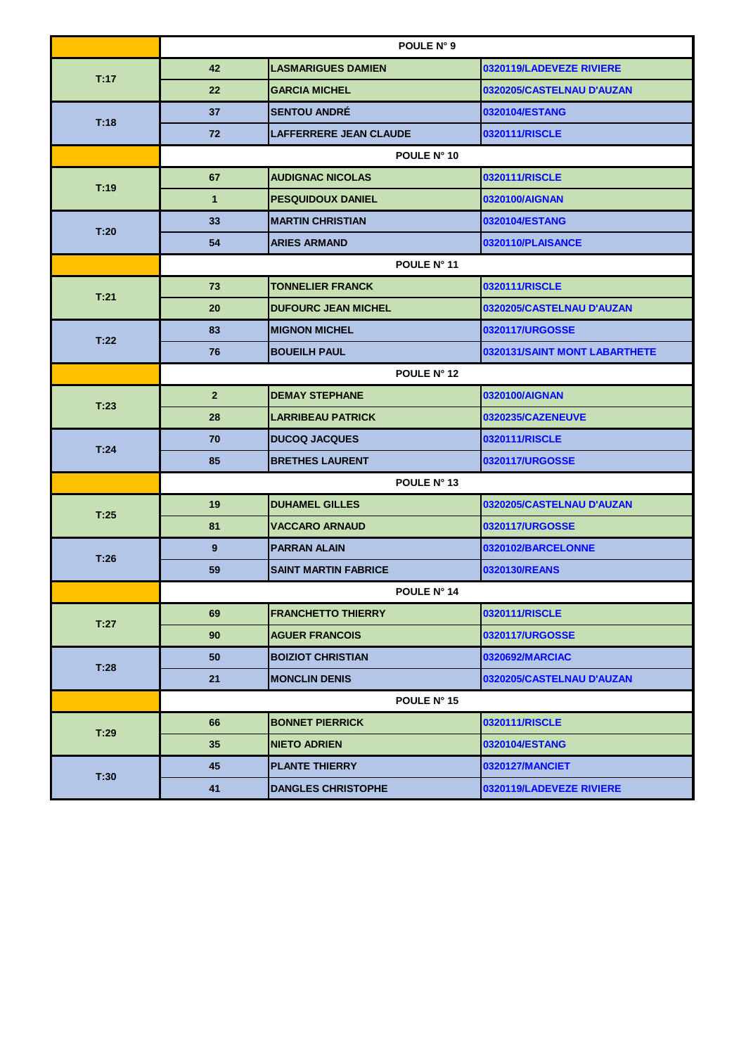| | POULE N° 9 | | |
|---|---|---|---|
| T:17 | 42 | LASMARIGUES DAMIEN | 0320119/LADEVEZE RIVIERE |
| | 22 | GARCIA MICHEL | 0320205/CASTELNAU D'AUZAN |
| T:18 | 37 | SENTOU ANDRÉ | 0320104/ESTANG |
| | 72 | LAFFERRERE JEAN CLAUDE | 0320111/RISCLE |
| | POULE N° 10 | | |
| T:19 | 67 | AUDIGNAC NICOLAS | 0320111/RISCLE |
| | 1 | PESQUIDOUX DANIEL | 0320100/AIGNAN |
| T:20 | 33 | MARTIN CHRISTIAN | 0320104/ESTANG |
| | 54 | ARIES ARMAND | 0320110/PLAISANCE |
| | POULE N° 11 | | |
| T:21 | 73 | TONNELIER FRANCK | 0320111/RISCLE |
| | 20 | DUFOURC JEAN MICHEL | 0320205/CASTELNAU D'AUZAN |
| T:22 | 83 | MIGNON MICHEL | 0320117/URGOSSE |
| | 76 | BOUEILH PAUL | 0320131/SAINT MONT LABARTHETE |
| | POULE N° 12 | | |
| T:23 | 2 | DEMAY STEPHANE | 0320100/AIGNAN |
| | 28 | LARRIBEAU PATRICK | 0320235/CAZENEUVE |
| T:24 | 70 | DUCOQ JACQUES | 0320111/RISCLE |
| | 85 | BRETHES LAURENT | 0320117/URGOSSE |
| | POULE N° 13 | | |
| T:25 | 19 | DUHAMEL GILLES | 0320205/CASTELNAU D'AUZAN |
| | 81 | VACCARO ARNAUD | 0320117/URGOSSE |
| T:26 | 9 | PARRAN ALAIN | 0320102/BARCELONNE |
| | 59 | SAINT MARTIN FABRICE | 0320130/REANS |
| | POULE N° 14 | | |
| T:27 | 69 | FRANCHETTO THIERRY | 0320111/RISCLE |
| | 90 | AGUER FRANCOIS | 0320117/URGOSSE |
| T:28 | 50 | BOIZIOT CHRISTIAN | 0320692/MARCIAC |
| | 21 | MONCLIN DENIS | 0320205/CASTELNAU D'AUZAN |
| | POULE N° 15 | | |
| T:29 | 66 | BONNET PIERRICK | 0320111/RISCLE |
| | 35 | NIETO ADRIEN | 0320104/ESTANG |
| T:30 | 45 | PLANTE THIERRY | 0320127/MANCIET |
| | 41 | DANGLES CHRISTOPHE | 0320119/LADEVEZE RIVIERE |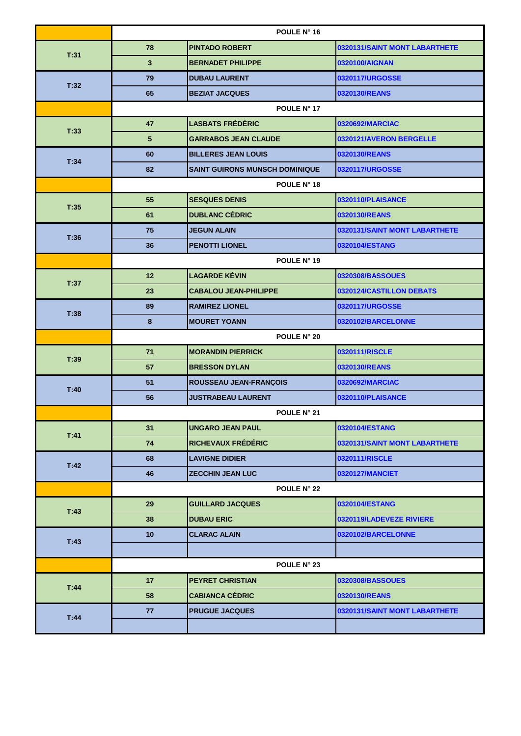| | | | |
|---|---|---|---|
| | POULE N° 16 | | |
| T:31 | 78 | PINTADO ROBERT | 0320131/SAINT MONT LABARTHETE |
| | 3 | BERNADET PHILIPPE | 0320100/AIGNAN |
| T:32 | 79 | DUBAU LAURENT | 0320117/URGOSSE |
| | 65 | BEZIAT JACQUES | 0320130/REANS |
| | POULE N° 17 | | |
| T:33 | 47 | LASBATS FRÉDÉRIC | 0320692/MARCIAC |
| | 5 | GARRABOS JEAN CLAUDE | 0320121/AVERON BERGELLE |
| T:34 | 60 | BILLERES JEAN LOUIS | 0320130/REANS |
| | 82 | SAINT GUIRONS MUNSCH DOMINIQUE | 0320117/URGOSSE |
| | POULE N° 18 | | |
| T:35 | 55 | SESQUES DENIS | 0320110/PLAISANCE |
| | 61 | DUBLANC CÉDRIC | 0320130/REANS |
| T:36 | 75 | JEGUN ALAIN | 0320131/SAINT MONT LABARTHETE |
| | 36 | PENOTTI LIONEL | 0320104/ESTANG |
| | POULE N° 19 | | |
| T:37 | 12 | LAGARDE KÉVIN | 0320308/BASSOUES |
| | 23 | CABALOU JEAN-PHILIPPE | 0320124/CASTILLON DEBATS |
| T:38 | 89 | RAMIREZ LIONEL | 0320117/URGOSSE |
| | 8 | MOURET YOANN | 0320102/BARCELONNE |
| | POULE N° 20 | | |
| T:39 | 71 | MORANDIN PIERRICK | 0320111/RISCLE |
| | 57 | BRESSON DYLAN | 0320130/REANS |
| T:40 | 51 | ROUSSEAU JEAN-FRANÇOIS | 0320692/MARCIAC |
| | 56 | JUSTRABEAU LAURENT | 0320110/PLAISANCE |
| | POULE N° 21 | | |
| T:41 | 31 | UNGARO JEAN PAUL | 0320104/ESTANG |
| | 74 | RICHEVAUX FRÉDÉRIC | 0320131/SAINT MONT LABARTHETE |
| T:42 | 68 | LAVIGNE DIDIER | 0320111/RISCLE |
| | 46 | ZECCHIN JEAN LUC | 0320127/MANCIET |
| | POULE N° 22 | | |
| T:43 | 29 | GUILLARD JACQUES | 0320104/ESTANG |
| | 38 | DUBAU ERIC | 0320119/LADEVEZE RIVIERE |
| T:43 | 10 | CLARAC ALAIN | 0320102/BARCELONNE |
| | | | |
| | POULE N° 23 | | |
| T:44 | 17 | PEYRET CHRISTIAN | 0320308/BASSOUES |
| | 58 | CABIANCA CÉDRIC | 0320130/REANS |
| T:44 | 77 | PRUGUE JACQUES | 0320131/SAINT MONT LABARTHETE |
| | | | |